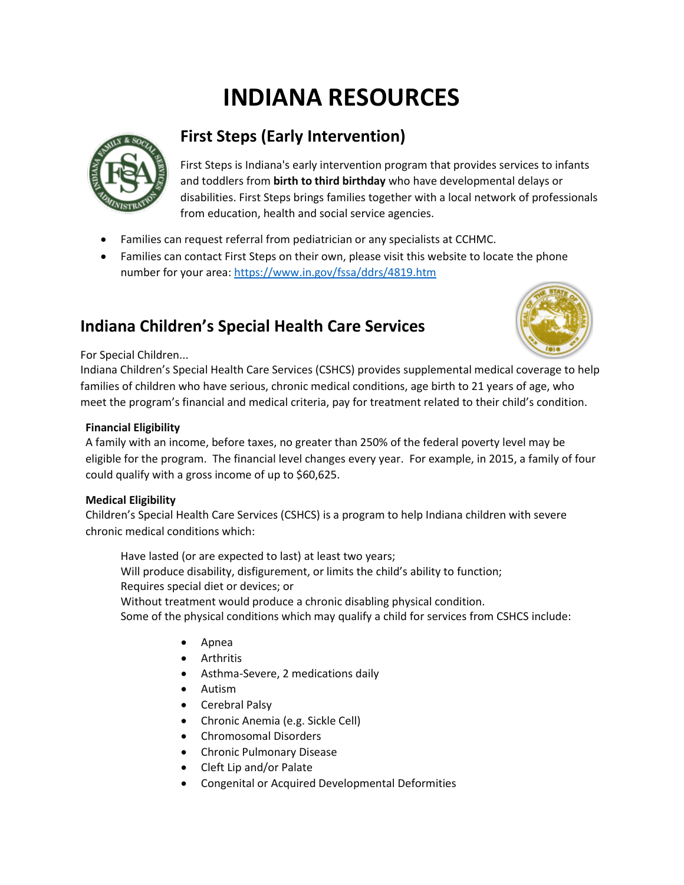# INDIANA RESOURCES

## First Steps (Early Intervention)

First Steps is Indiana's early intervention program that provides services to infants and toddlers from **birth to third birthday** who have developmental delays or disabilities. First Steps brings families together with a local network of professionals from education, health and social service agencies.

- Families can request referral from pediatrician or any specialists at CCHMC.
- Families can contact First Steps on their own, please visit this website to locate the phone number for your area: https://www.in.gov/fssa/ddrs/4819.htm

## Indiana Children's Special Health Care Services

For Special Children...

Indiana Children's Special Health Care Services (CSHCS) provides supplemental medical coverage to help families of children who have serious, chronic medical conditions, age birth to 21 years of age, who meet the program's financial and medical criteria, pay for treatment related to their child's condition.

**Financial Eligibility**

A family with an income, before taxes, no greater than 250% of the federal poverty level may be eligible for the program. The financial level changes every year. For example, in 2015, a family of four could qualify with a gross income of up to $60,625.

**Medical Eligibility**

Children's Special Health Care Services (CSHCS) is a program to help Indiana children with severe chronic medical conditions which:

Have lasted (or are expected to last) at least two years;
Will produce disability, disfigurement, or limits the child's ability to function;
Requires special diet or devices; or
Without treatment would produce a chronic disabling physical condition.
Some of the physical conditions which may qualify a child for services from CSHCS include:

- Apnea
- Arthritis
- Asthma-Severe, 2 medications daily
- Autism
- Cerebral Palsy
- Chronic Anemia (e.g. Sickle Cell)
- Chromosomal Disorders
- Chronic Pulmonary Disease
- Cleft Lip and/or Palate
- Congenital or Acquired Developmental Deformities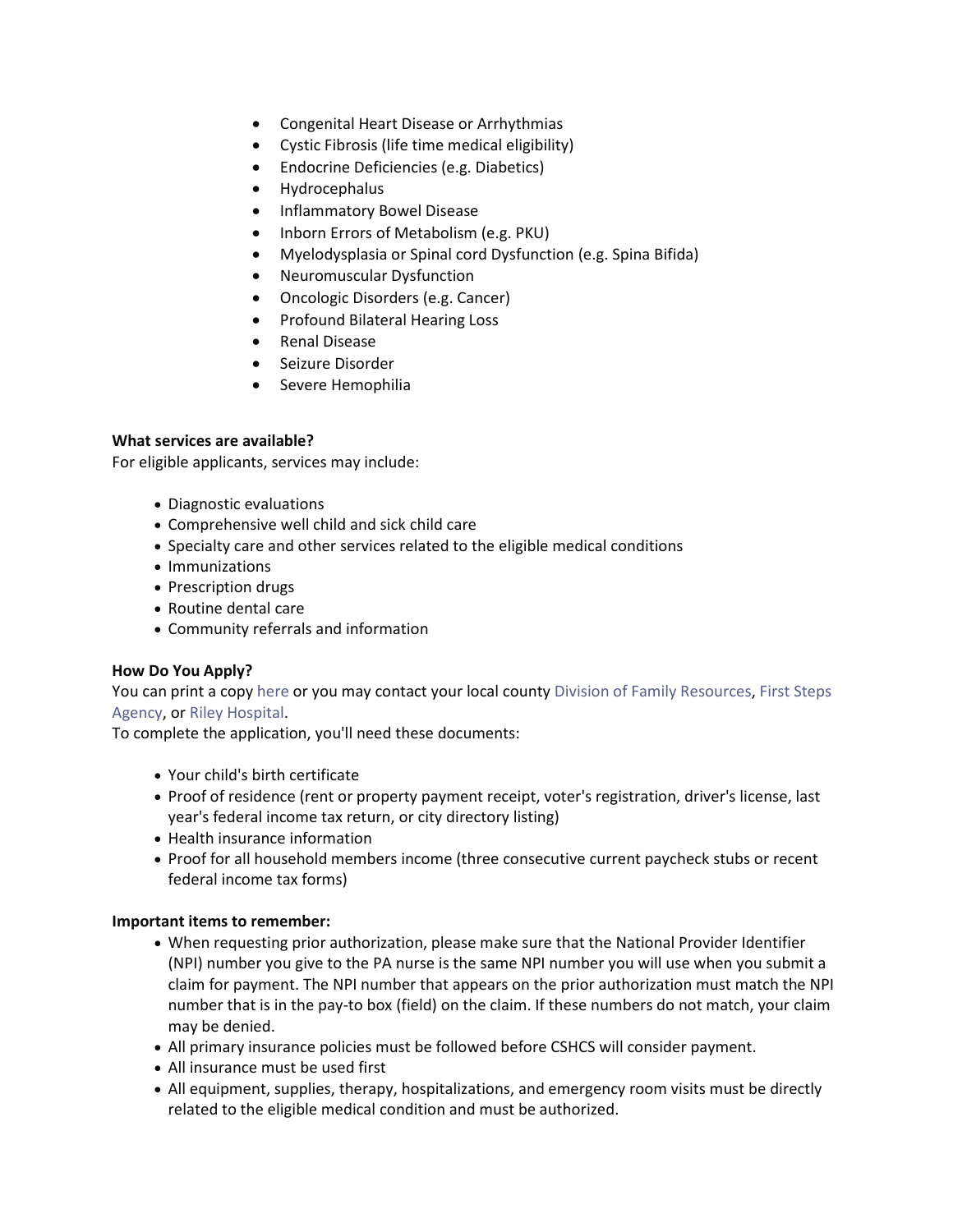- Congenital Heart Disease or Arrhythmias
- Cystic Fibrosis (life time medical eligibility)
- Endocrine Deficiencies (e.g. Diabetics)
- Hydrocephalus
- Inflammatory Bowel Disease
- Inborn Errors of Metabolism (e.g. PKU)
- Myelodysplasia or Spinal cord Dysfunction (e.g. Spina Bifida)
- Neuromuscular Dysfunction
- Oncologic Disorders (e.g. Cancer)
- Profound Bilateral Hearing Loss
- Renal Disease
- Seizure Disorder
- Severe Hemophilia

**What services are available?**

For eligible applicants, services may include:

- Diagnostic evaluations
- Comprehensive well child and sick child care
- Specialty care and other services related to the eligible medical conditions
- Immunizations
- Prescription drugs
- Routine dental care
- Community referrals and information

**How Do You Apply?**

You can print a copy here or you may contact your local county Division of Family Resources, First Steps Agency, or Riley Hospital.

To complete the application, you'll need these documents:

- Your child's birth certificate
- Proof of residence (rent or property payment receipt, voter's registration, driver's license, last year's federal income tax return, or city directory listing)
- Health insurance information
- Proof for all household members income (three consecutive current paycheck stubs or recent federal income tax forms)

**Important items to remember:**

- When requesting prior authorization, please make sure that the National Provider Identifier (NPI) number you give to the PA nurse is the same NPI number you will use when you submit a claim for payment. The NPI number that appears on the prior authorization must match the NPI number that is in the pay-to box (field) on the claim. If these numbers do not match, your claim may be denied.
- All primary insurance policies must be followed before CSHCS will consider payment.
- All insurance must be used first
- All equipment, supplies, therapy, hospitalizations, and emergency room visits must be directly related to the eligible medical condition and must be authorized.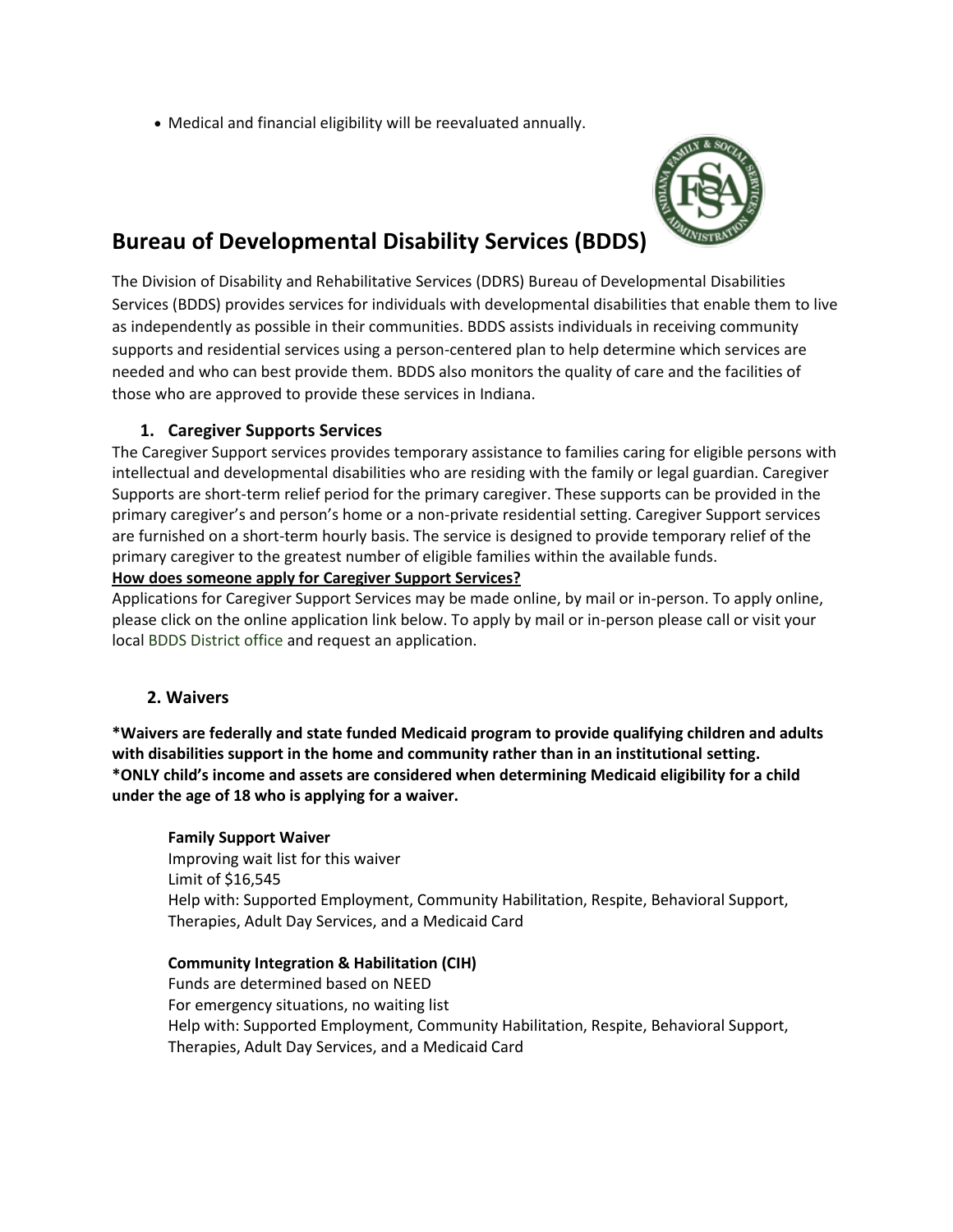- Medical and financial eligibility will be reevaluated annually.

## Bureau of Developmental Disability Services (BDDS)

The Division of Disability and Rehabilitative Services (DDRS) Bureau of Developmental Disabilities Services (BDDS) provides services for individuals with developmental disabilities that enable them to live as independently as possible in their communities. BDDS assists individuals in receiving community supports and residential services using a person-centered plan to help determine which services are needed and who can best provide them. BDDS also monitors the quality of care and the facilities of those who are approved to provide these services in Indiana.

### 1. Caregiver Supports Services

The Caregiver Support services provides temporary assistance to families caring for eligible persons with intellectual and developmental disabilities who are residing with the family or legal guardian. Caregiver Supports are short-term relief period for the primary caregiver. These supports can be provided in the primary caregiver's and person's home or a non-private residential setting. Caregiver Support services are furnished on a short-term hourly basis. The service is designed to provide temporary relief of the primary caregiver to the greatest number of eligible families within the available funds.

**How does someone apply for Caregiver Support Services?**

Applications for Caregiver Support Services may be made online, by mail or in-person. To apply online, please click on the online application link below. To apply by mail or in-person please call or visit your local BDDS District office and request an application.

### 2. Waivers

***Waivers are federally and state funded Medicaid program to provide qualifying children and adults with disabilities support in the home and community rather than in an institutional setting.**
***ONLY child's income and assets are considered when determining Medicaid eligibility for a child under the age of 18 who is applying for a waiver.**

**Family Support Waiver**
Improving wait list for this waiver
Limit of $16,545
Help with: Supported Employment, Community Habilitation, Respite, Behavioral Support, Therapies, Adult Day Services, and a Medicaid Card

**Community Integration & Habilitation (CIH)**
Funds are determined based on NEED
For emergency situations, no waiting list
Help with: Supported Employment, Community Habilitation, Respite, Behavioral Support, Therapies, Adult Day Services, and a Medicaid Card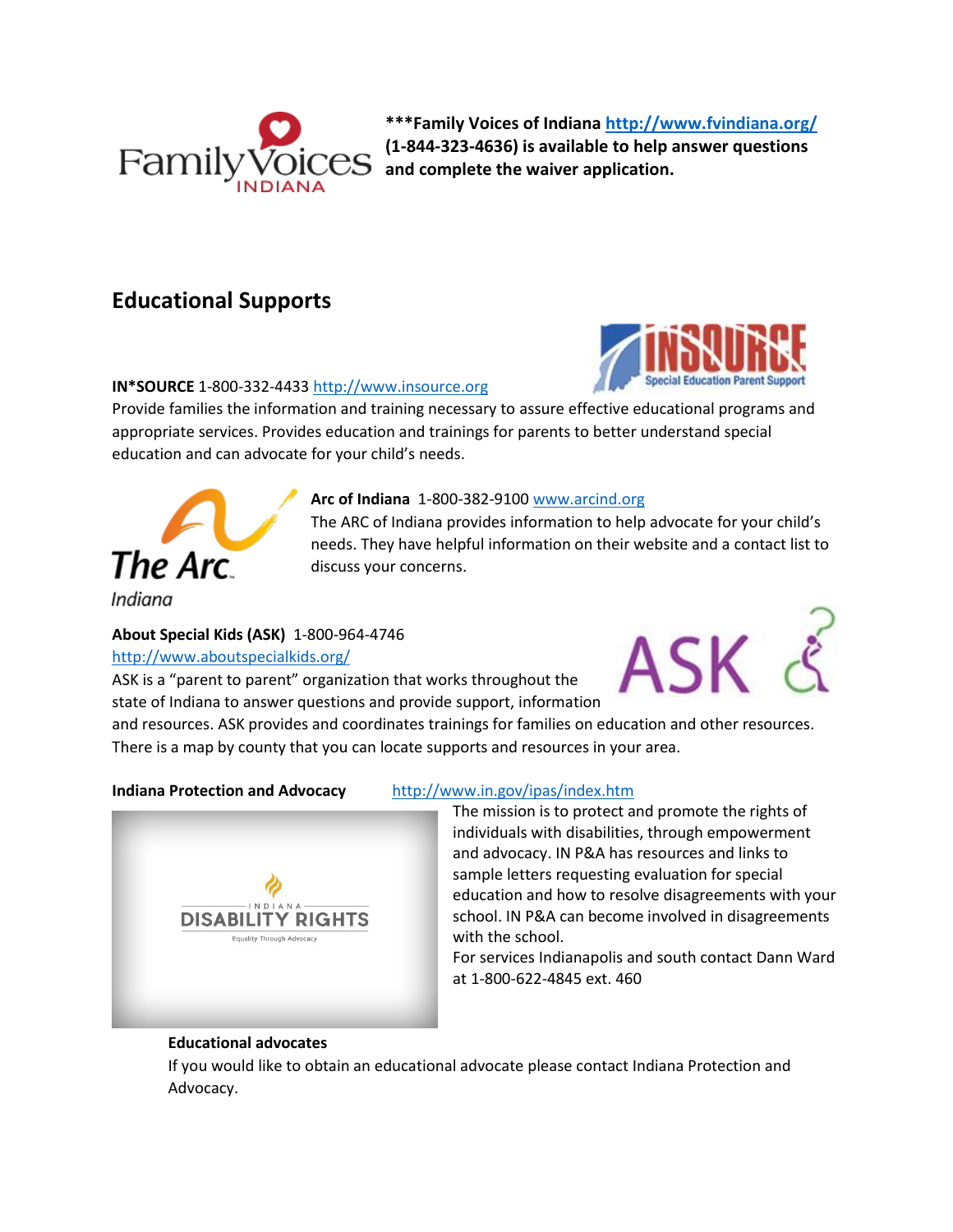*****Family Voices of Indiana [http://www.fvindiana.org/](http://www.fvindiana.org/) (1-844-323-4636) is available to help answer questions and complete the waiver application.**

## Educational Supports

**IN*SOURCE** 1-800-332-4433 [http://www.insource.org](http://www.insource.org)
Provide families the information and training necessary to assure effective educational programs and appropriate services. Provides education and trainings for parents to better understand special education and can advocate for your child's needs.

**Arc of Indiana** 1-800-382-9100 [www.arcind.org](http://www.arcind.org)
The ARC of Indiana provides information to help advocate for your child's needs. They have helpful information on their website and a contact list to discuss your concerns.

**About Special Kids (ASK)** 1-800-964-4746
[http://www.aboutspecialkids.org/](http://www.aboutspecialkids.org/)
ASK is a "parent to parent" organization that works throughout the state of Indiana to answer questions and provide support, information and resources. ASK provides and coordinates trainings for families on education and other resources. There is a map by county that you can locate supports and resources in your area.

**Indiana Protection and Advocacy** [http://www.in.gov/ipas/index.htm](http://www.in.gov/ipas/index.htm)
The mission is to protect and promote the rights of individuals with disabilities, through empowerment and advocacy. IN P&A has resources and links to sample letters requesting evaluation for special education and how to resolve disagreements with your school. IN P&A can become involved in disagreements with the school.
For services Indianapolis and south contact Dann Ward at 1-800-622-4845 ext. 460

**Educational advocates**
If you would like to obtain an educational advocate please contact Indiana Protection and Advocacy.